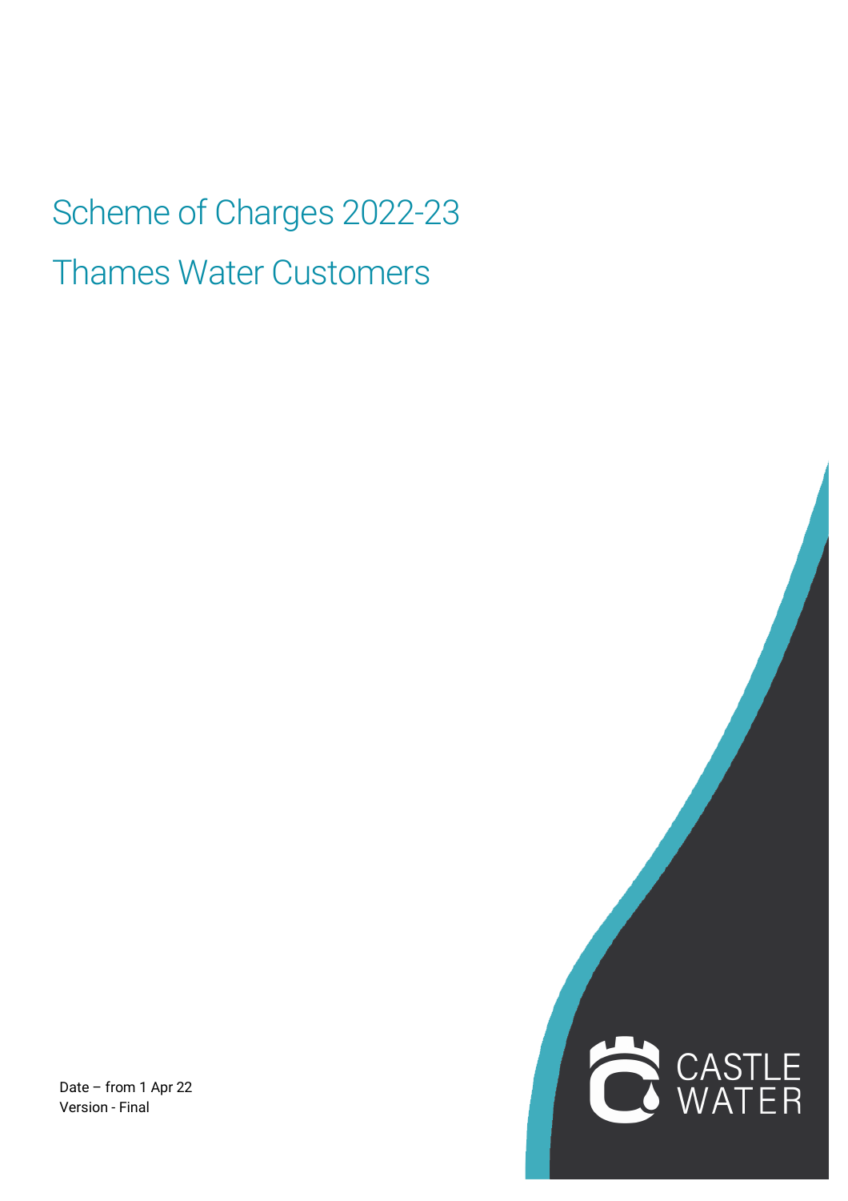# Scheme of Charges 2022-23

# Thames Water Customers

Date – from 1 Apr 22
Version - Final

CASTLE WATER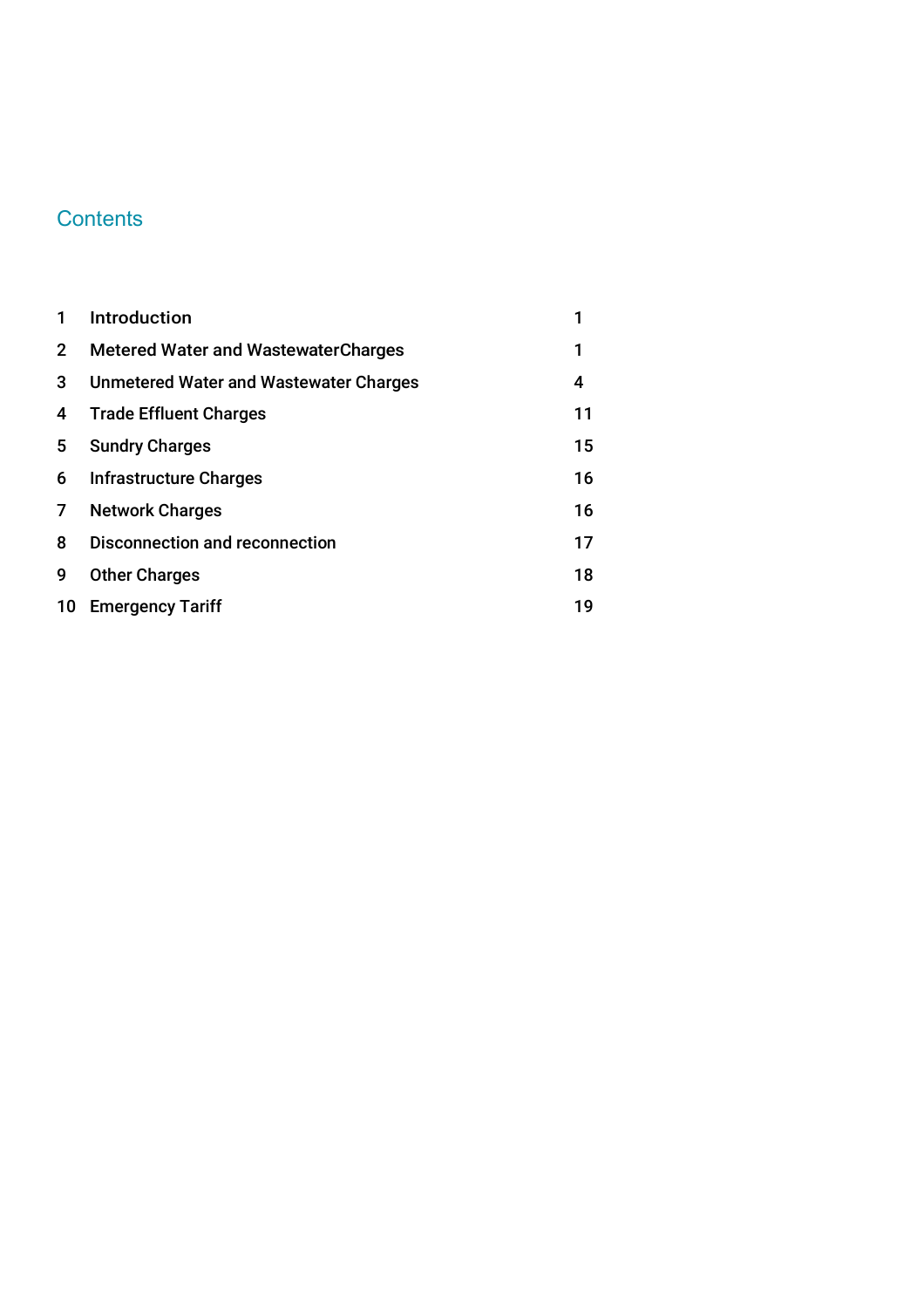## Contents

| | | |
|---|---|---|
| 1 | Introduction | 1 |
| 2 | Metered Water and WastewaterCharges | 1 |
| 3 | Unmetered Water and Wastewater Charges | 4 |
| 4 | Trade Effluent Charges | 11 |
| 5 | Sundry Charges | 15 |
| 6 | Infrastructure Charges | 16 |
| 7 | Network Charges | 16 |
| 8 | Disconnection and reconnection | 17 |
| 9 | Other Charges | 18 |
| 10 | Emergency Tariff | 19 |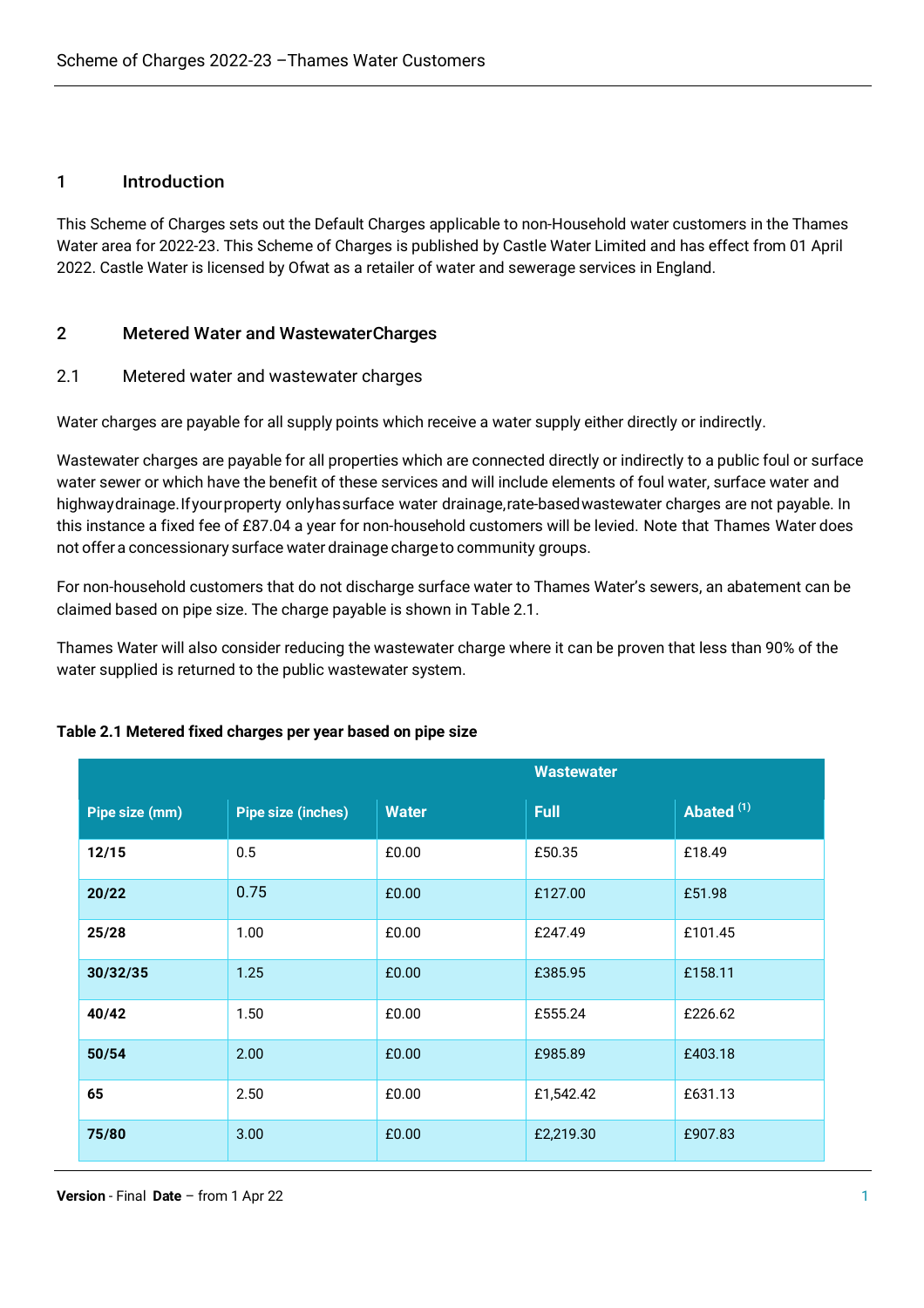## 1 Introduction

This Scheme of Charges sets out the Default Charges applicable to non-Household water customers in the Thames Water area for 2022-23. This Scheme of Charges is published by Castle Water Limited and has effect from 01 April 2022. Castle Water is licensed by Ofwat as a retailer of water and sewerage services in England.

## 2 Metered Water and WastewaterCharges

### 2.1 Metered water and wastewater charges

Water charges are payable for all supply points which receive a water supply either directly or indirectly.

Wastewater charges are payable for all properties which are connected directly or indirectly to a public foul or surface water sewer or which have the benefit of these services and will include elements of foul water, surface water and highwaydrainage. Ifyourproperty onlyhassurface water drainage,rate-basedwastewater charges are not payable. In this instance a fixed fee of £87.04 a year for non-household customers will be levied. Note that Thames Water does not offer a concessionary surface water drainage chargeto community groups.

For non-household customers that do not discharge surface water to Thames Water's sewers, an abatement can be claimed based on pipe size. The charge payable is shown in Table 2.1.

Thames Water will also consider reducing the wastewater charge where it can be proven that less than 90% of the water supplied is returned to the public wastewater system.

**Table 2.1 Metered fixed charges per year based on pipe size**

| | | | Wastewater | |
|---|---|---|---|---|
| Pipe size (mm) | Pipe size (inches) | Water | Full | Abated [(1)] |
| **12/15** | 0.5 | £0.00 | £50.35 | £18.49 |
| **20/22** | 0.75 | £0.00 | £127.00 | £51.98 |
| **25/28** | 1.00 | £0.00 | £247.49 | £101.45 |
| **30/32/35** | 1.25 | £0.00 | £385.95 | £158.11 |
| **40/42** | 1.50 | £0.00 | £555.24 | £226.62 |
| **50/54** | 2.00 | £0.00 | £985.89 | £403.18 |
| **65** | 2.50 | £0.00 | £1,542.42 | £631.13 |
| **75/80** | 3.00 | £0.00 | £2,219.30 | £907.83 |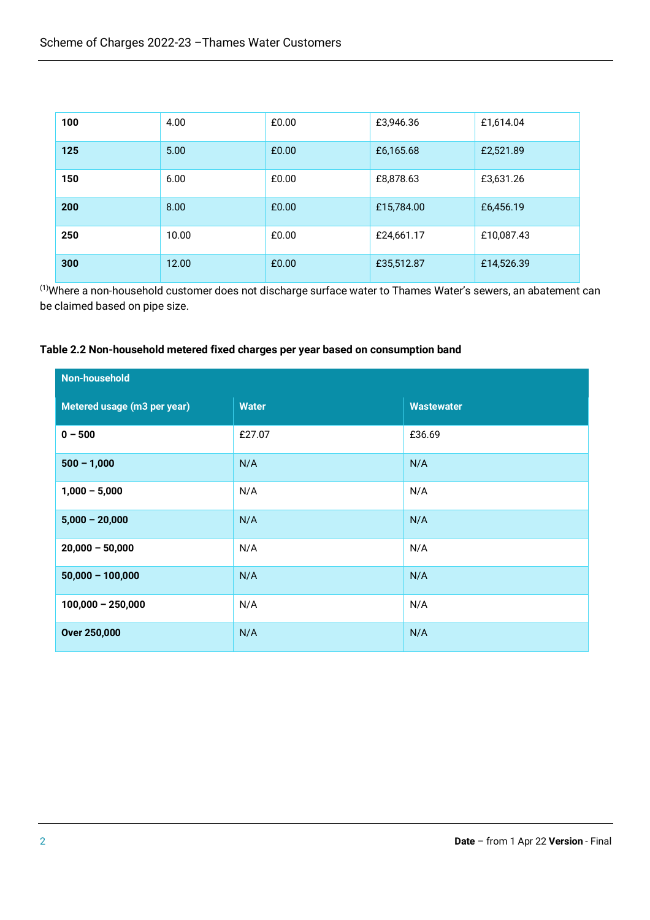| | | | | |
|---|---|---|---|---|
| **100** | 4.00 | £0.00 | £3,946.36 | £1,614.04 |
| **125** | 5.00 | £0.00 | £6,165.68 | £2,521.89 |
| **150** | 6.00 | £0.00 | £8,878.63 | £3,631.26 |
| **200** | 8.00 | £0.00 | £15,784.00 | £6,456.19 |
| **250** | 10.00 | £0.00 | £24,661.17 | £10,087.43 |
| **300** | 12.00 | £0.00 | £35,512.87 | £14,526.39 |

[1]Where a non-household customer does not discharge surface water to Thames Water's sewers, an abatement can be claimed based on pipe size.

**Table 2.2 Non-household metered fixed charges per year based on consumption band**

| Non-household | | |
|---|---|---|
| **Metered usage (m3 per year)** | **Water** | **Wastewater** |
| **0 – 500** | £27.07 | £36.69 |
| **500 – 1,000** | N/A | N/A |
| **1,000 – 5,000** | N/A | N/A |
| **5,000 – 20,000** | N/A | N/A |
| **20,000 – 50,000** | N/A | N/A |
| **50,000 – 100,000** | N/A | N/A |
| **100,000 – 250,000** | N/A | N/A |
| **Over 250,000** | N/A | N/A |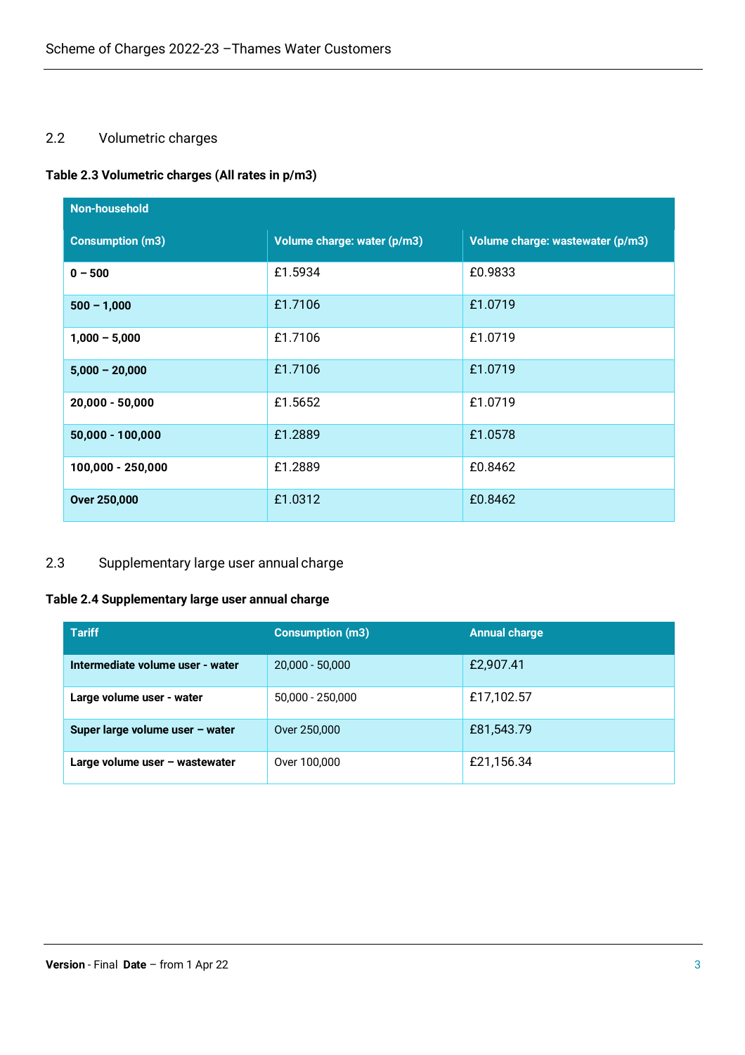## 2.2 Volumetric charges

**Table 2.3 Volumetric charges (All rates in p/m3)**

| Non-household | | |
|---|---|---|
| **Consumption (m3)** | **Volume charge: water (p/m3)** | **Volume charge: wastewater (p/m3)** |
| **0 – 500** | £1.5934 | £0.9833 |
| **500 – 1,000** | £1.7106 | £1.0719 |
| **1,000 – 5,000** | £1.7106 | £1.0719 |
| **5,000 – 20,000** | £1.7106 | £1.0719 |
| **20,000 - 50,000** | £1.5652 | £1.0719 |
| **50,000 - 100,000** | £1.2889 | £1.0578 |
| **100,000 - 250,000** | £1.2889 | £0.8462 |
| **Over 250,000** | £1.0312 | £0.8462 |

## 2.3 Supplementary large user annual charge

**Table 2.4 Supplementary large user annual charge**

| Tariff | Consumption (m3) | Annual charge |
|---|---|---|
| **Intermediate volume user - water** | 20,000 - 50,000 | £2,907.41 |
| **Large volume user - water** | 50,000 - 250,000 | £17,102.57 |
| **Super large volume user – water** | Over 250,000 | £81,543.79 |
| **Large volume user – wastewater** | Over 100,000 | £21,156.34 |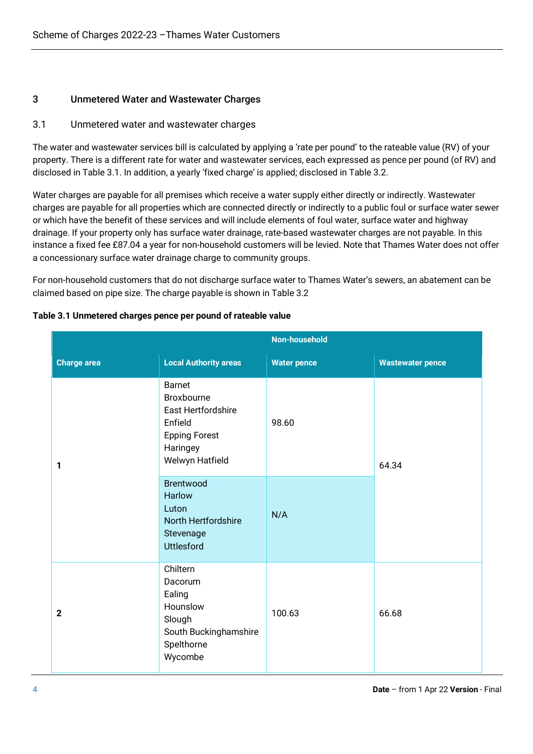## 3 Unmetered Water and Wastewater Charges

### 3.1 Unmetered water and wastewater charges

The water and wastewater services bill is calculated by applying a 'rate per pound' to the rateable value (RV) of your property. There is a different rate for water and wastewater services, each expressed as pence per pound (of RV) and disclosed in Table 3.1. In addition, a yearly 'fixed charge' is applied; disclosed in Table 3.2.

Water charges are payable for all premises which receive a water supply either directly or indirectly. Wastewater charges are payable for all properties which are connected directly or indirectly to a public foul or surface water sewer or which have the benefit of these services and will include elements of foul water, surface water and highway drainage. If your property only has surface water drainage, rate-based wastewater charges are not payable. In this instance a fixed fee £87.04 a year for non-household customers will be levied. Note that Thames Water does not offer a concessionary surface water drainage charge to community groups.

For non-household customers that do not discharge surface water to Thames Water's sewers, an abatement can be claimed based on pipe size. The charge payable is shown in Table 3.2

**Table 3.1 Unmetered charges pence per pound of rateable value**

| | | Non-household | |
|---|---|---|---|
| **Charge area** | **Local Authority areas** | **Water pence** | **Wastewater pence** |
| 1 | Barnet<br>Broxbourne<br>East Hertfordshire<br>Enfield<br>Epping Forest<br>Haringey<br>Welwyn Hatfield | 98.60 | 64.34 |
| | Brentwood<br>Harlow<br>Luton<br>North Hertfordshire<br>Stevenage<br>Uttlesford | N/A | |
| 2 | Chiltern<br>Dacorum<br>Ealing<br>Hounslow<br>Slough<br>South Buckinghamshire<br>Spelthorne<br>Wycombe | 100.63 | 66.68 |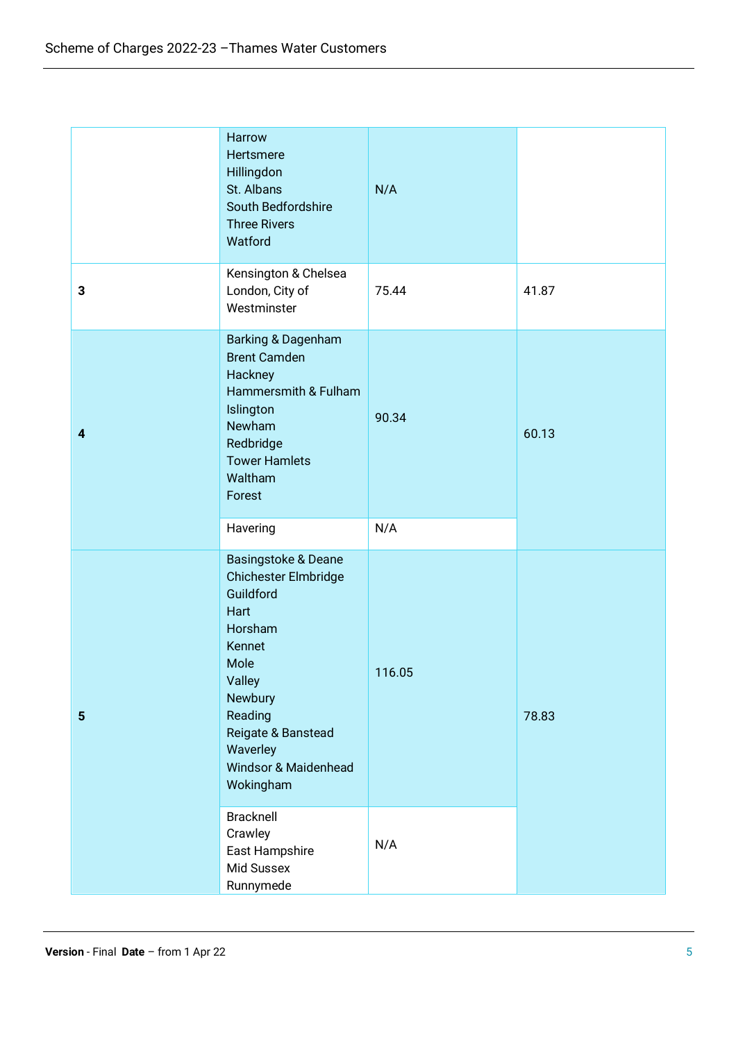| | | | |
|---|---|---|---|
| | Harrow<br>Hertsmere<br>Hillingdon<br>St. Albans<br>South Bedfordshire<br>Three Rivers<br>Watford | N/A | |
| **3** | Kensington & Chelsea<br>London, City of<br>Westminster | 75.44 | 41.87 |
| **4** | Barking & Dagenham<br>Brent Camden<br>Hackney<br>Hammersmith & Fulham<br>Islington<br>Newham<br>Redbridge<br>Tower Hamlets<br>Waltham<br>Forest | 90.34 | 60.13 |
| | Havering | N/A | |
| **5** | Basingstoke & Deane<br>Chichester Elmbridge<br>Guildford<br>Hart<br>Horsham<br>Kennet<br>Mole<br>Valley<br>Newbury<br>Reading<br>Reigate & Banstead<br>Waverley<br>Windsor & Maidenhead<br>Wokingham | 116.05 | 78.83 |
| | Bracknell<br>Crawley<br>East Hampshire<br>Mid Sussex<br>Runnymede | N/A | |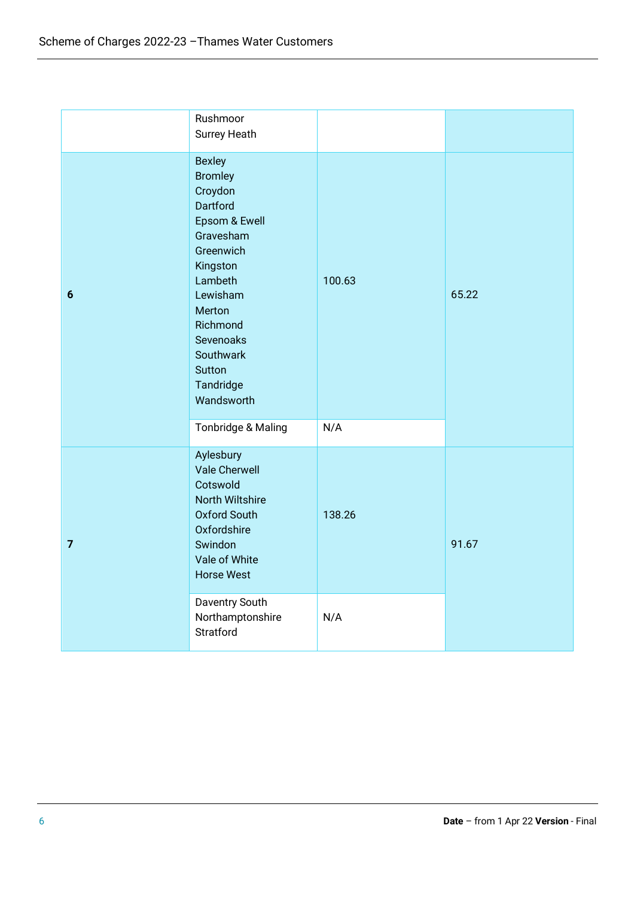|  |  |  |  |
|---|---|---|---|
|  | Rushmoor<br>Surrey Heath |  |  |
| **6** | Bexley<br>Bromley<br>Croydon<br>Dartford<br>Epsom & Ewell<br>Gravesham<br>Greenwich<br>Kingston<br>Lambeth<br>Lewisham<br>Merton<br>Richmond<br>Sevenoaks<br>Southwark<br>Sutton<br>Tandridge<br>Wandsworth | 100.63 | 65.22 |
|  | Tonbridge & Maling | N/A |  |
| **7** | Aylesbury<br>Vale Cherwell<br>Cotswold<br>North Wiltshire<br>Oxford South<br>Oxfordshire<br>Swindon<br>Vale of White<br>Horse West | 138.26 | 91.67 |
|  | Daventry South<br>Northamptonshire<br>Stratford | N/A |  |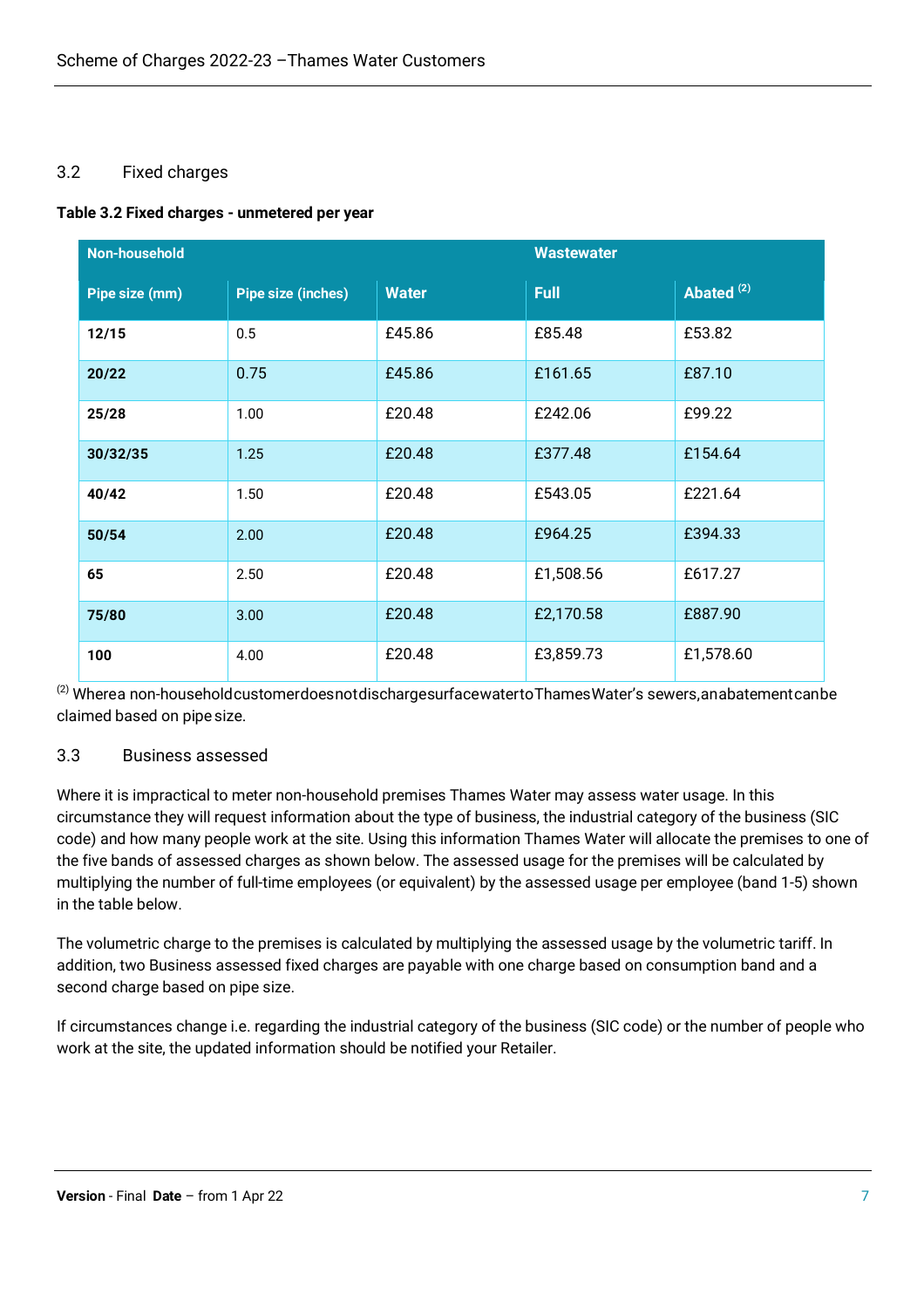## 3.2 Fixed charges

**Table 3.2 Fixed charges - unmetered per year**

| Non-household | | | Wastewater | |
|---|---|---|---|---|
| **Pipe size (mm)** | **Pipe size (inches)** | **Water** | **Full** | **Abated [2]** |
| **12/15** | 0.5 | £45.86 | £85.48 | £53.82 |
| **20/22** | 0.75 | £45.86 | £161.65 | £87.10 |
| **25/28** | 1.00 | £20.48 | £242.06 | £99.22 |
| **30/32/35** | 1.25 | £20.48 | £377.48 | £154.64 |
| **40/42** | 1.50 | £20.48 | £543.05 | £221.64 |
| **50/54** | 2.00 | £20.48 | £964.25 | £394.33 |
| **65** | 2.50 | £20.48 | £1,508.56 | £617.27 |
| **75/80** | 3.00 | £20.48 | £2,170.58 | £887.90 |
| **100** | 4.00 | £20.48 | £3,859.73 | £1,578.60 |

[2] Where a non-household customer does not discharge surface water to Thames Water's sewers, an abatement can be claimed based on pipe size.

## 3.3 Business assessed

Where it is impractical to meter non-household premises Thames Water may assess water usage. In this circumstance they will request information about the type of business, the industrial category of the business (SIC code) and how many people work at the site. Using this information Thames Water will allocate the premises to one of the five bands of assessed charges as shown below. The assessed usage for the premises will be calculated by multiplying the number of full-time employees (or equivalent) by the assessed usage per employee (band 1-5) shown in the table below.

The volumetric charge to the premises is calculated by multiplying the assessed usage by the volumetric tariff. In addition, two Business assessed fixed charges are payable with one charge based on consumption band and a second charge based on pipe size.

If circumstances change i.e. regarding the industrial category of the business (SIC code) or the number of people who work at the site, the updated information should be notified your Retailer.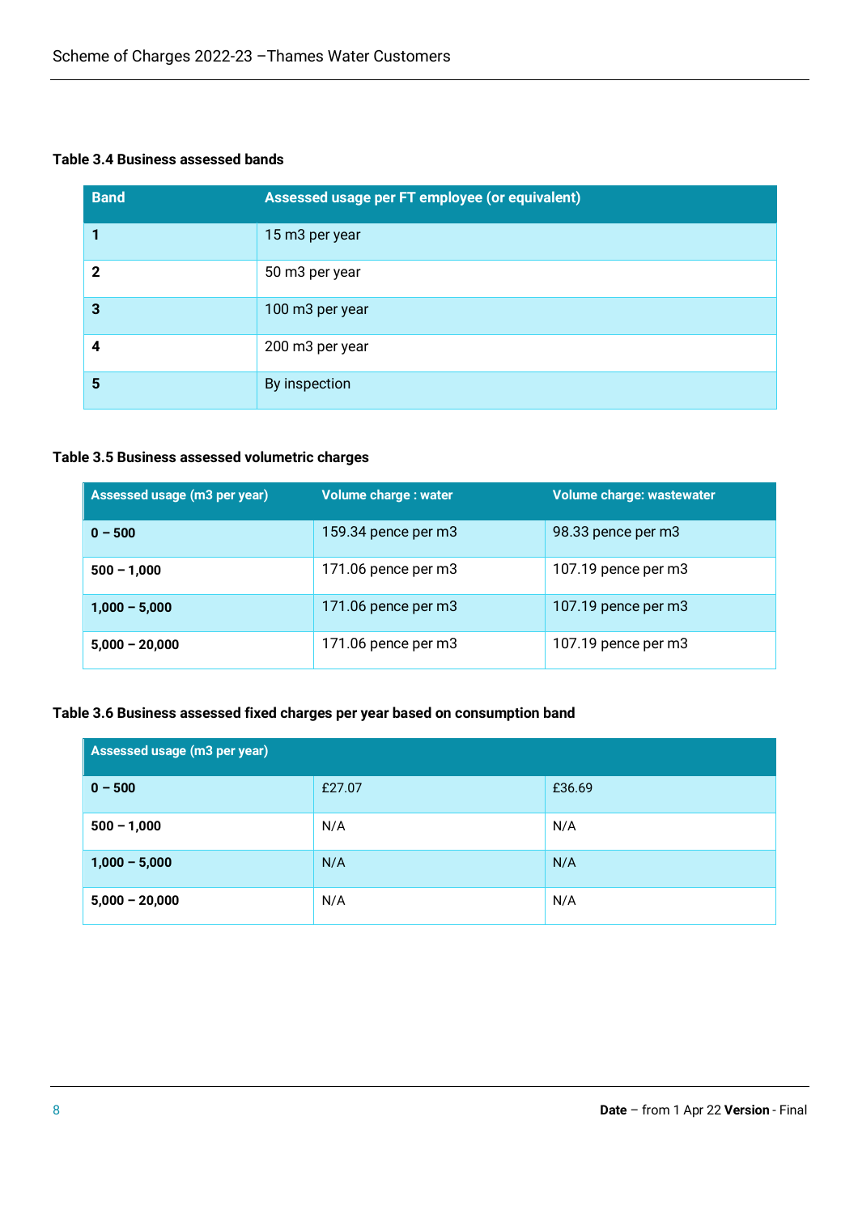**Table 3.4 Business assessed bands**

| Band | Assessed usage per FT employee (or equivalent) |
|---|---|
| **1** | 15 m3 per year |
| **2** | 50 m3 per year |
| **3** | 100 m3 per year |
| **4** | 200 m3 per year |
| **5** | By inspection |

**Table 3.5 Business assessed volumetric charges**

| Assessed usage (m3 per year) | Volume charge : water | Volume charge: wastewater |
|---|---|---|
| **0 – 500** | 159.34 pence per m3 | 98.33 pence per m3 |
| **500 – 1,000** | 171.06 pence per m3 | 107.19 pence per m3 |
| **1,000 – 5,000** | 171.06 pence per m3 | 107.19 pence per m3 |
| **5,000 – 20,000** | 171.06 pence per m3 | 107.19 pence per m3 |

**Table 3.6 Business assessed fixed charges per year based on consumption band**

| Assessed usage (m3 per year) | | |
|---|---|---|
| **0 – 500** | £27.07 | £36.69 |
| **500 – 1,000** | N/A | N/A |
| **1,000 – 5,000** | N/A | N/A |
| **5,000 – 20,000** | N/A | N/A |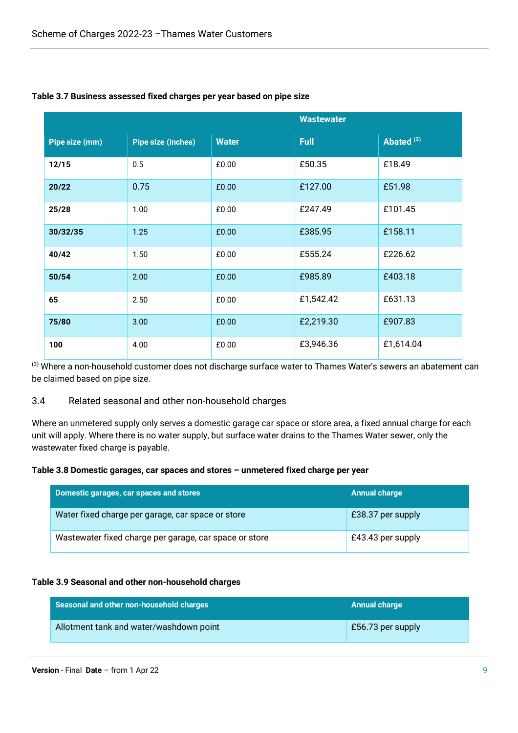**Table 3.7 Business assessed fixed charges per year based on pipe size**

| | | | Wastewater | |
|---|---|---|---|---|
| **Pipe size (mm)** | **Pipe size (inches)** | **Water** | **Full** | **Abated [3]** |
| **12/15** | 0.5 | £0.00 | £50.35 | £18.49 |
| **20/22** | 0.75 | £0.00 | £127.00 | £51.98 |
| **25/28** | 1.00 | £0.00 | £247.49 | £101.45 |
| **30/32/35** | 1.25 | £0.00 | £385.95 | £158.11 |
| **40/42** | 1.50 | £0.00 | £555.24 | £226.62 |
| **50/54** | 2.00 | £0.00 | £985.89 | £403.18 |
| **65** | 2.50 | £0.00 | £1,542.42 | £631.13 |
| **75/80** | 3.00 | £0.00 | £2,219.30 | £907.83 |
| **100** | 4.00 | £0.00 | £3,946.36 | £1,614.04 |

[3] Where a non-household customer does not discharge surface water to Thames Water's sewers an abatement can be claimed based on pipe size.

## 3.4 Related seasonal and other non-household charges

Where an unmetered supply only serves a domestic garage car space or store area, a fixed annual charge for each unit will apply. Where there is no water supply, but surface water drains to the Thames Water sewer, only the wastewater fixed charge is payable.

**Table 3.8 Domestic garages, car spaces and stores – unmetered fixed charge per year**

| Domestic garages, car spaces and stores | Annual charge |
|---|---|
| Water fixed charge per garage, car space or store | £38.37 per supply |
| Wastewater fixed charge per garage, car space or store | £43.43 per supply |

**Table 3.9 Seasonal and other non-household charges**

| Seasonal and other non-household charges | Annual charge |
|---|---|
| Allotment tank and water/washdown point | £56.73 per supply |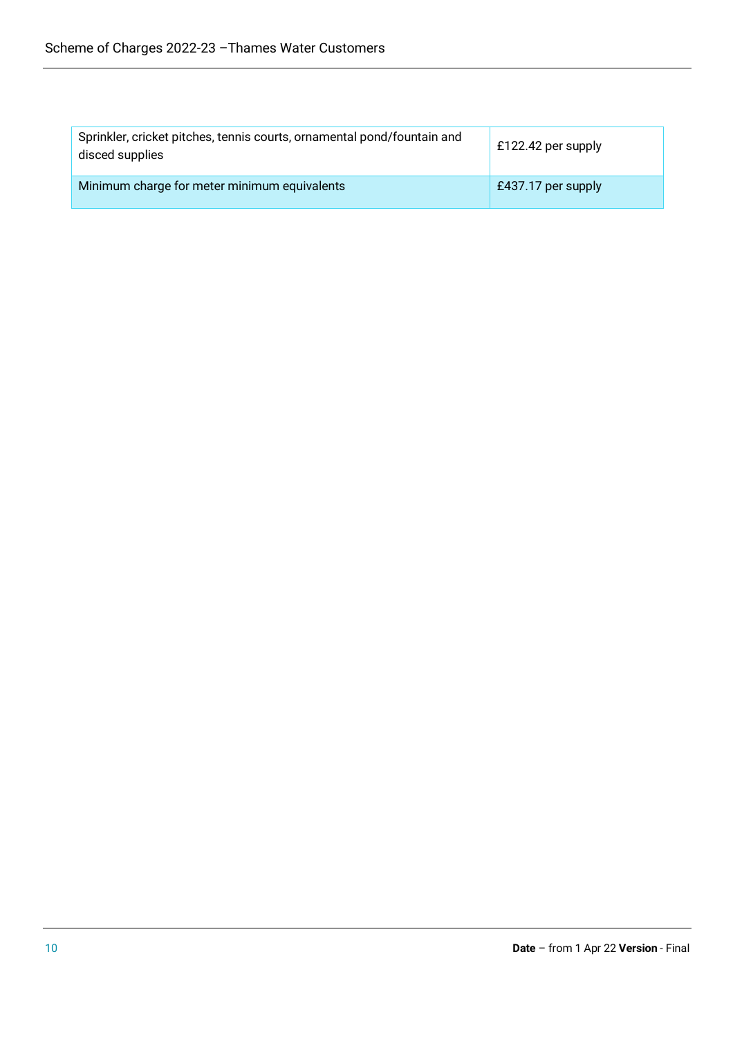| | |
|---|---|
| Sprinkler, cricket pitches, tennis courts, ornamental pond/fountain and disced supplies | £122.42 per supply |
| Minimum charge for meter minimum equivalents | £437.17 per supply |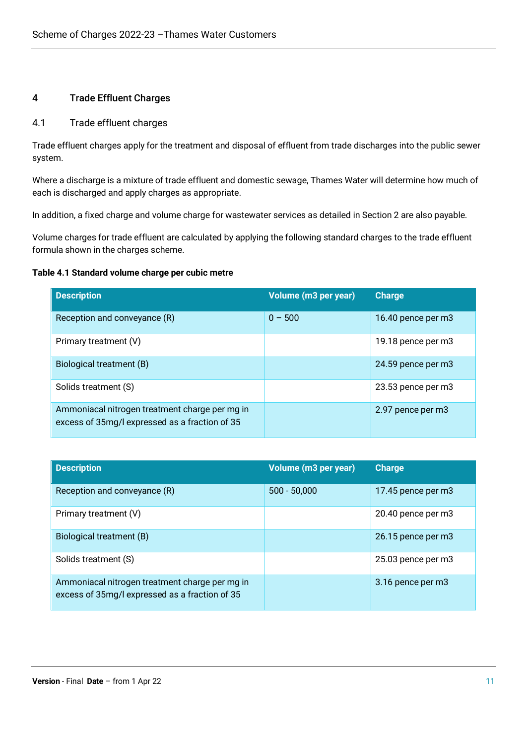## 4 Trade Effluent Charges

### 4.1 Trade effluent charges

Trade effluent charges apply for the treatment and disposal of effluent from trade discharges into the public sewer system.

Where a discharge is a mixture of trade effluent and domestic sewage, Thames Water will determine how much of each is discharged and apply charges as appropriate.

In addition, a fixed charge and volume charge for wastewater services as detailed in Section 2 are also payable.

Volume charges for trade effluent are calculated by applying the following standard charges to the trade effluent formula shown in the charges scheme.

**Table 4.1 Standard volume charge per cubic metre**

| Description | Volume (m3 per year) | Charge |
|---|---|---|
| Reception and conveyance (R) | 0 – 500 | 16.40 pence per m3 |
| Primary treatment (V) | | 19.18 pence per m3 |
| Biological treatment (B) | | 24.59 pence per m3 |
| Solids treatment (S) | | 23.53 pence per m3 |
| Ammoniacal nitrogen treatment charge per mg in excess of 35mg/l expressed as a fraction of 35 | | 2.97 pence per m3 |

| Description | Volume (m3 per year) | Charge |
|---|---|---|
| Reception and conveyance (R) | 500 - 50,000 | 17.45 pence per m3 |
| Primary treatment (V) | | 20.40 pence per m3 |
| Biological treatment (B) | | 26.15 pence per m3 |
| Solids treatment (S) | | 25.03 pence per m3 |
| Ammoniacal nitrogen treatment charge per mg in excess of 35mg/l expressed as a fraction of 35 | | 3.16 pence per m3 |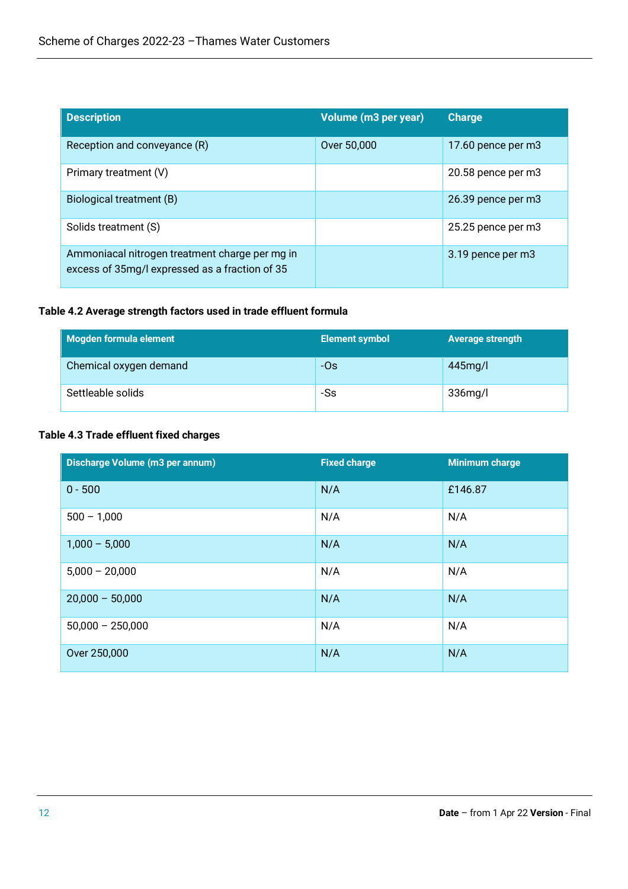| Description | Volume (m3 per year) | Charge |
| --- | --- | --- |
| Reception and conveyance (R) | Over 50,000 | 17.60 pence per m3 |
| Primary treatment (V) | | 20.58 pence per m3 |
| Biological treatment (B) | | 26.39 pence per m3 |
| Solids treatment (S) | | 25.25 pence per m3 |
| Ammoniacal nitrogen treatment charge per mg in excess of 35mg/l expressed as a fraction of 35 | | 3.19 pence per m3 |

**Table 4.2 Average strength factors used in trade effluent formula**

| Mogden formula element | Element symbol | Average strength |
| --- | --- | --- |
| Chemical oxygen demand | -Os | 445mg/l |
| Settleable solids | -Ss | 336mg/l |

**Table 4.3 Trade effluent fixed charges**

| Discharge Volume (m3 per annum) | Fixed charge | Minimum charge |
| --- | --- | --- |
| 0 - 500 | N/A | £146.87 |
| 500 – 1,000 | N/A | N/A |
| 1,000 – 5,000 | N/A | N/A |
| 5,000 – 20,000 | N/A | N/A |
| 20,000 – 50,000 | N/A | N/A |
| 50,000 – 250,000 | N/A | N/A |
| Over 250,000 | N/A | N/A |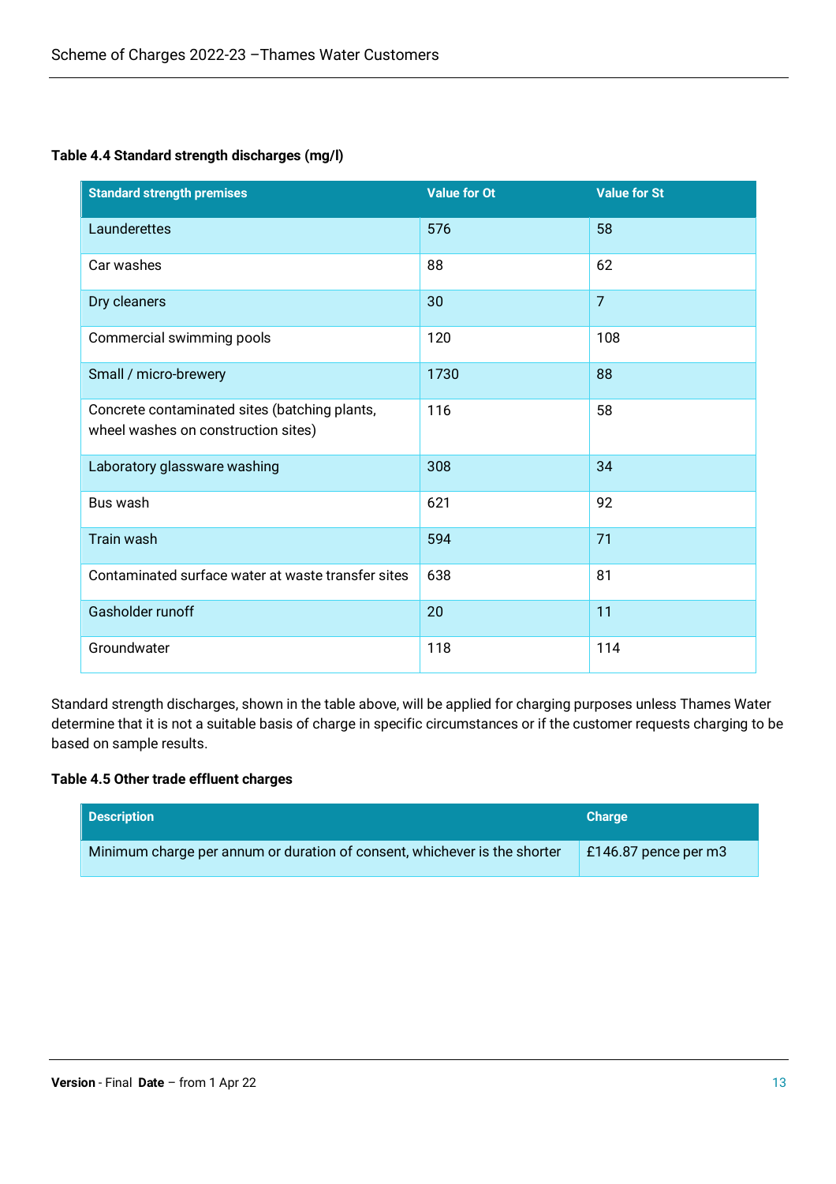**Table 4.4 Standard strength discharges (mg/l)**

| Standard strength premises | Value for Ot | Value for St |
|---|---|---|
| Launderettes | 576 | 58 |
| Car washes | 88 | 62 |
| Dry cleaners | 30 | 7 |
| Commercial swimming pools | 120 | 108 |
| Small / micro-brewery | 1730 | 88 |
| Concrete contaminated sites (batching plants, wheel washes on construction sites) | 116 | 58 |
| Laboratory glassware washing | 308 | 34 |
| Bus wash | 621 | 92 |
| Train wash | 594 | 71 |
| Contaminated surface water at waste transfer sites | 638 | 81 |
| Gasholder runoff | 20 | 11 |
| Groundwater | 118 | 114 |

Standard strength discharges, shown in the table above, will be applied for charging purposes unless Thames Water determine that it is not a suitable basis of charge in specific circumstances or if the customer requests charging to be based on sample results.

**Table 4.5 Other trade effluent charges**

| Description | Charge |
|---|---|
| Minimum charge per annum or duration of consent, whichever is the shorter | £146.87 pence per m3 |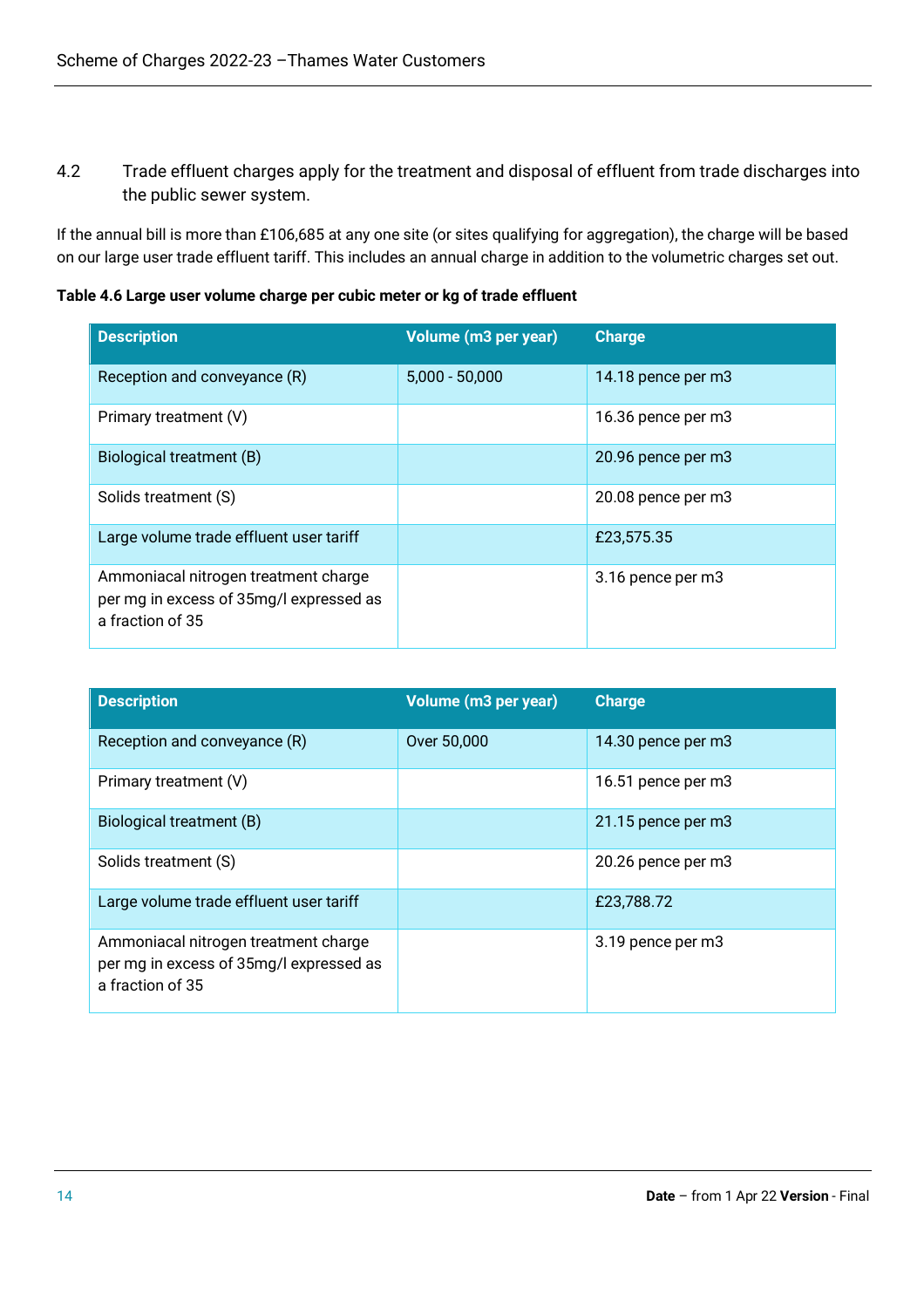4.2 Trade effluent charges apply for the treatment and disposal of effluent from trade discharges into the public sewer system.

If the annual bill is more than £106,685 at any one site (or sites qualifying for aggregation), the charge will be based on our large user trade effluent tariff. This includes an annual charge in addition to the volumetric charges set out.

**Table 4.6 Large user volume charge per cubic meter or kg of trade effluent**

| Description | Volume (m3 per year) | Charge |
|---|---|---|
| Reception and conveyance (R) | 5,000 - 50,000 | 14.18 pence per m3 |
| Primary treatment (V) | | 16.36 pence per m3 |
| Biological treatment (B) | | 20.96 pence per m3 |
| Solids treatment (S) | | 20.08 pence per m3 |
| Large volume trade effluent user tariff | | £23,575.35 |
| Ammoniacal nitrogen treatment charge per mg in excess of 35mg/l expressed as a fraction of 35 | | 3.16 pence per m3 |

| Description | Volume (m3 per year) | Charge |
|---|---|---|
| Reception and conveyance (R) | Over 50,000 | 14.30 pence per m3 |
| Primary treatment (V) | | 16.51 pence per m3 |
| Biological treatment (B) | | 21.15 pence per m3 |
| Solids treatment (S) | | 20.26 pence per m3 |
| Large volume trade effluent user tariff | | £23,788.72 |
| Ammoniacal nitrogen treatment charge per mg in excess of 35mg/l expressed as a fraction of 35 | | 3.19 pence per m3 |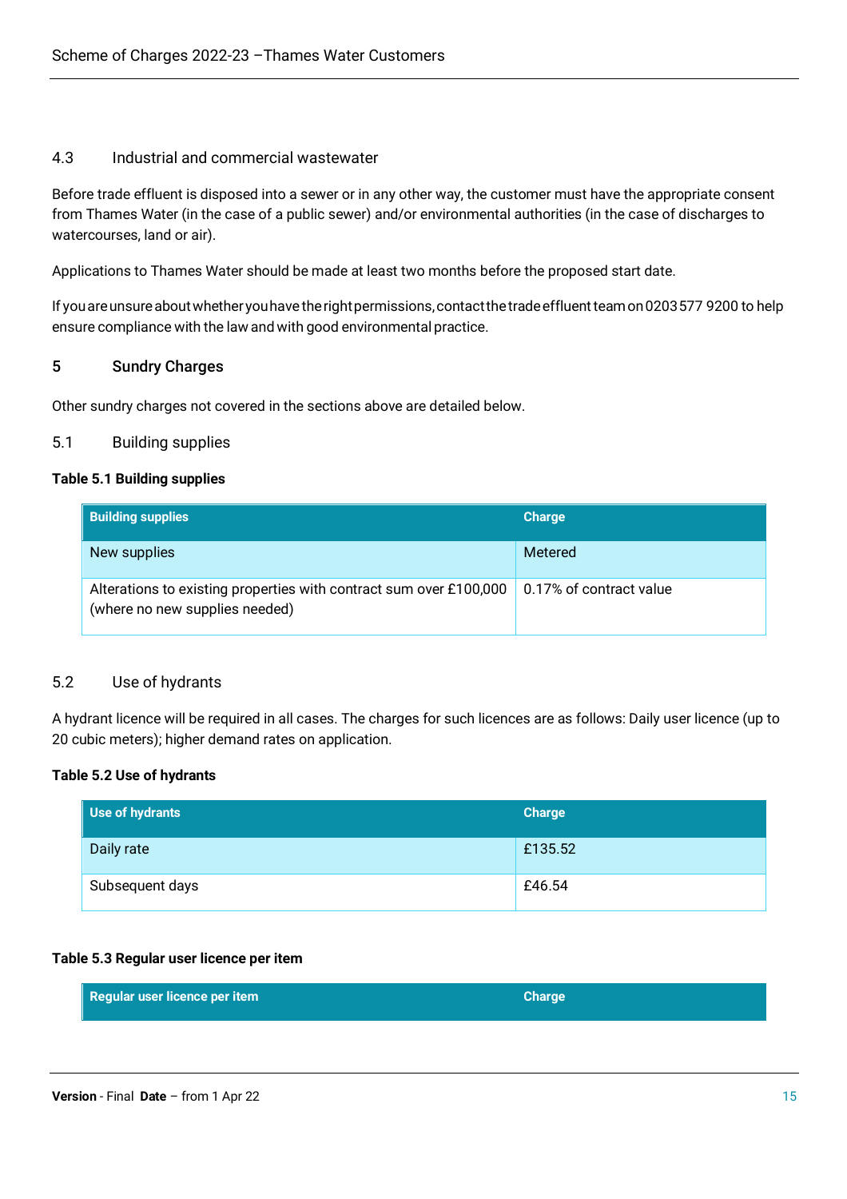### 4.3 Industrial and commercial wastewater

Before trade effluent is disposed into a sewer or in any other way, the customer must have the appropriate consent from Thames Water (in the case of a public sewer) and/or environmental authorities (in the case of discharges to watercourses, land or air).

Applications to Thames Water should be made at least two months before the proposed start date.

If you are unsure about whether you have the right permissions, contact the trade effluent team on 0203 577 9200 to help ensure compliance with the law and with good environmental practice.

## 5 Sundry Charges

Other sundry charges not covered in the sections above are detailed below.

### 5.1 Building supplies

**Table 5.1 Building supplies**

| Building supplies | Charge |
|---|---|
| New supplies | Metered |
| Alterations to existing properties with contract sum over £100,000 (where no new supplies needed) | 0.17% of contract value |

### 5.2 Use of hydrants

A hydrant licence will be required in all cases. The charges for such licences are as follows: Daily user licence (up to 20 cubic meters); higher demand rates on application.

**Table 5.2 Use of hydrants**

| Use of hydrants | Charge |
|---|---|
| Daily rate | £135.52 |
| Subsequent days | £46.54 |

**Table 5.3 Regular user licence per item**

| Regular user licence per item | Charge |
|---|---|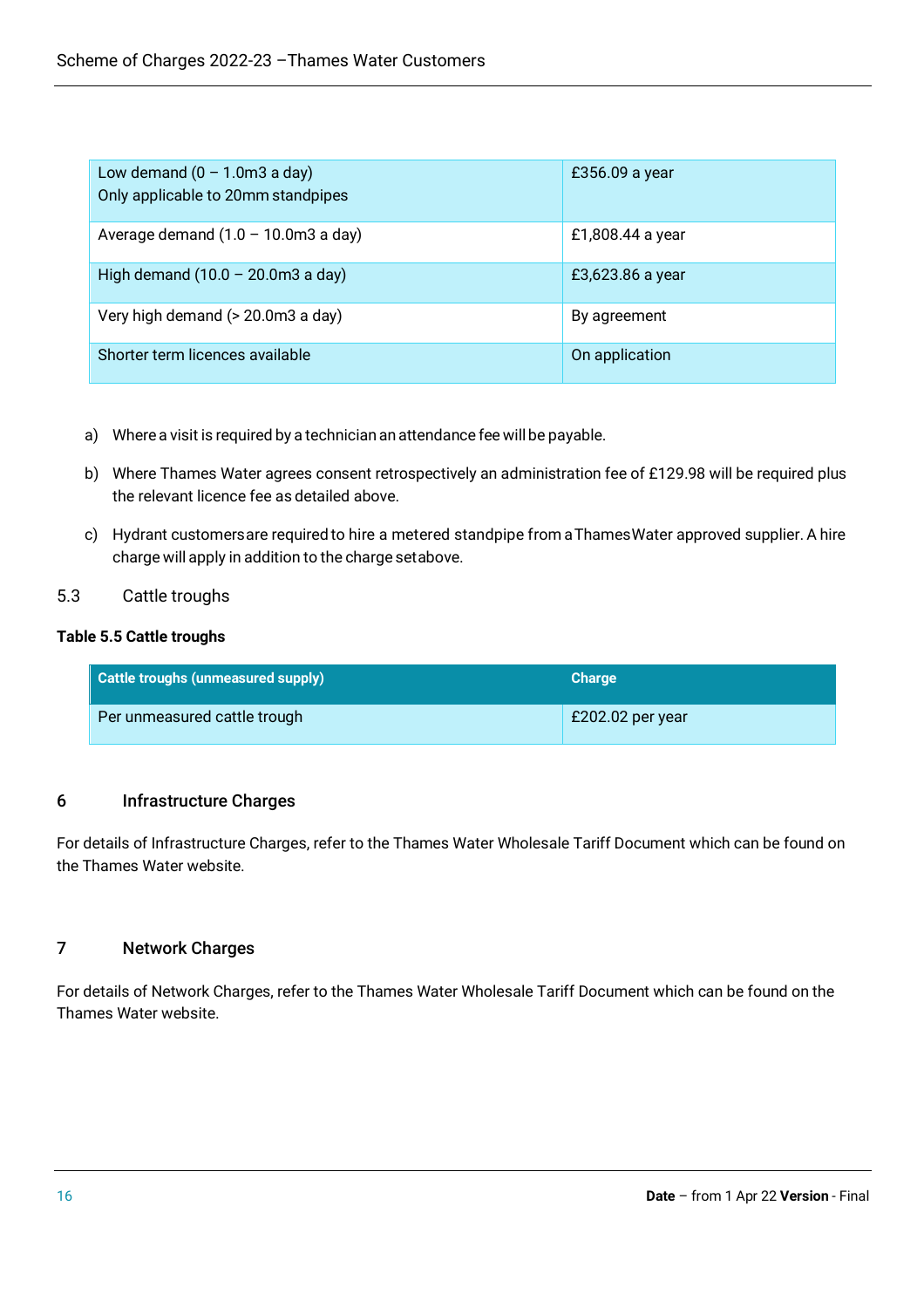| | |
|---|---|
| Low demand (0 – 1.0m3 a day)<br>Only applicable to 20mm standpipes | £356.09 a year |
| Average demand (1.0 – 10.0m3 a day) | £1,808.44 a year |
| High demand (10.0 – 20.0m3 a day) | £3,623.86 a year |
| Very high demand (> 20.0m3 a day) | By agreement |
| Shorter term licences available | On application |

a) Where a visit is required by a technician an attendance fee will be payable.

b) Where Thames Water agrees consent retrospectively an administration fee of £129.98 will be required plus the relevant licence fee as detailed above.

c) Hydrant customers are required to hire a metered standpipe from a Thames Water approved supplier. A hire charge will apply in addition to the charge set above.

### 5.3 Cattle troughs

**Table 5.5 Cattle troughs**

| Cattle troughs (unmeasured supply) | Charge |
|---|---|
| Per unmeasured cattle trough | £202.02 per year |

## 6 Infrastructure Charges

For details of Infrastructure Charges, refer to the Thames Water Wholesale Tariff Document which can be found on the Thames Water website.

## 7 Network Charges

For details of Network Charges, refer to the Thames Water Wholesale Tariff Document which can be found on the Thames Water website.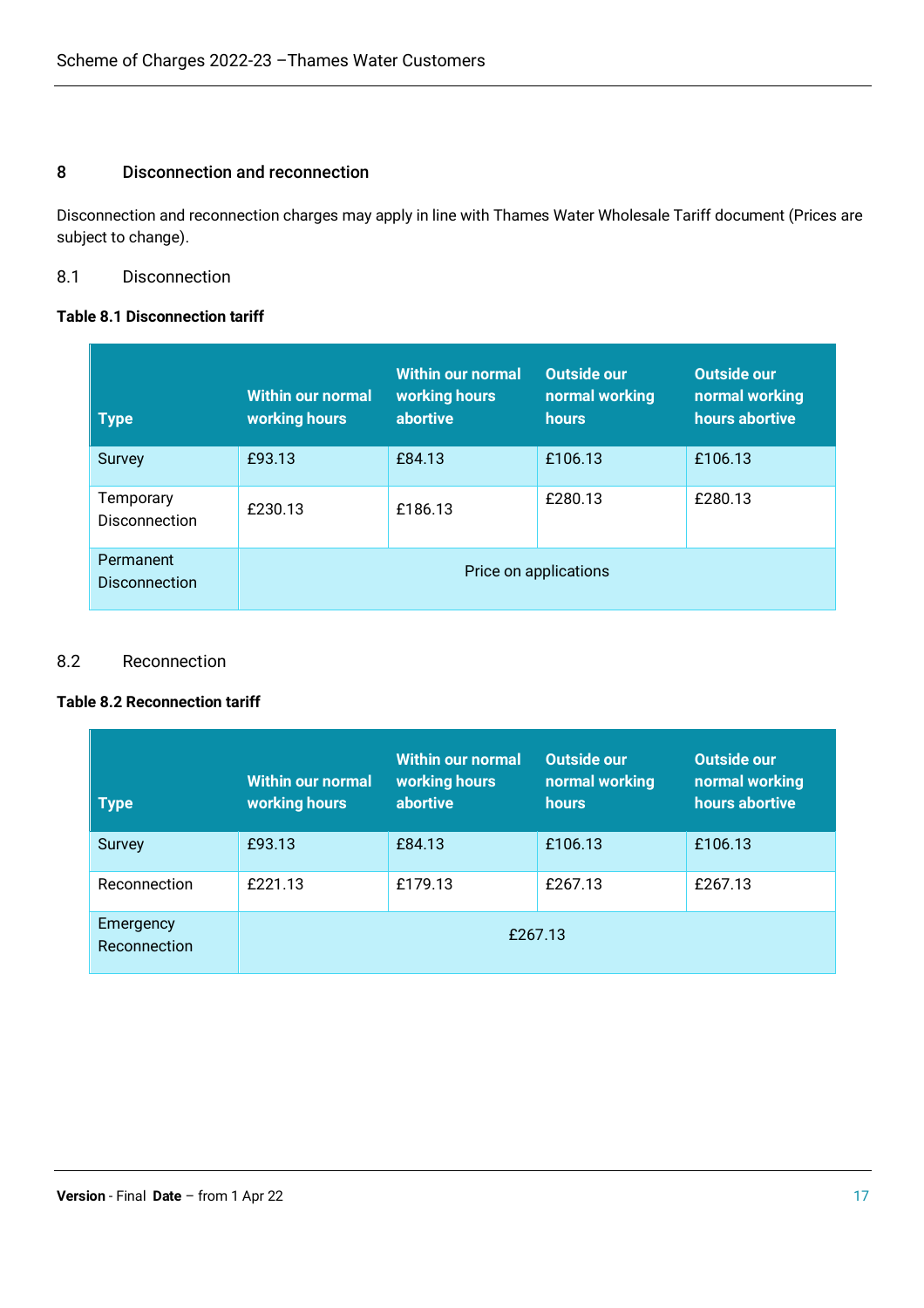## 8 Disconnection and reconnection

Disconnection and reconnection charges may apply in line with Thames Water Wholesale Tariff document (Prices are subject to change).

### 8.1 Disconnection

**Table 8.1 Disconnection tariff**

| Type | Within our normal working hours | Within our normal working hours abortive | Outside our normal working hours | Outside our normal working hours abortive |
|---|---|---|---|---|
| Survey | £93.13 | £84.13 | £106.13 | £106.13 |
| Temporary Disconnection | £230.13 | £186.13 | £280.13 | £280.13 |
| Permanent Disconnection | Price on applications | | | |

### 8.2 Reconnection

**Table 8.2 Reconnection tariff**

| Type | Within our normal working hours | Within our normal working hours abortive | Outside our normal working hours | Outside our normal working hours abortive |
|---|---|---|---|---|
| Survey | £93.13 | £84.13 | £106.13 | £106.13 |
| Reconnection | £221.13 | £179.13 | £267.13 | £267.13 |
| Emergency Reconnection | £267.13 | | | |

**Version** - Final **Date** – from 1 Apr 22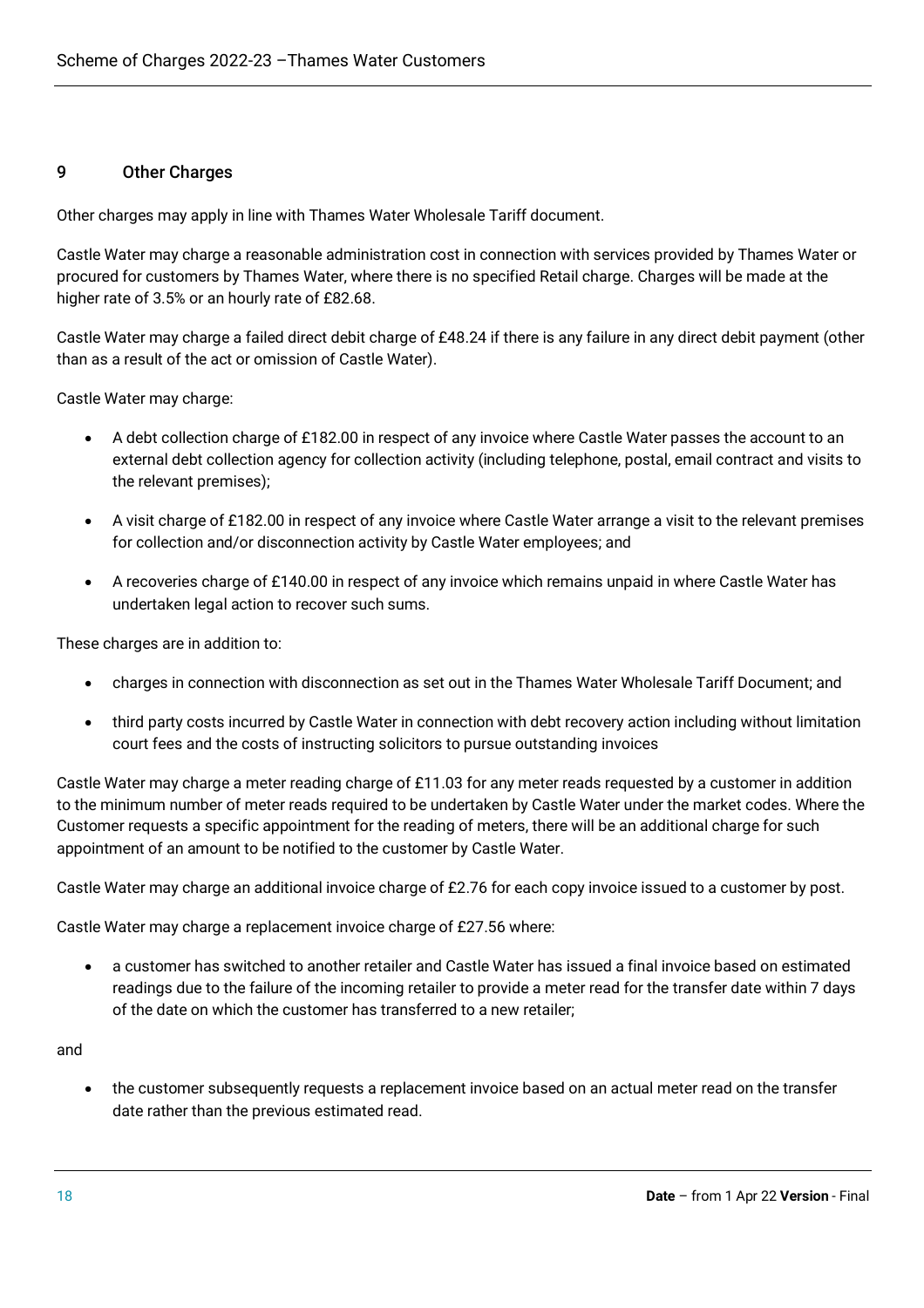## 9 Other Charges

Other charges may apply in line with Thames Water Wholesale Tariff document.

Castle Water may charge a reasonable administration cost in connection with services provided by Thames Water or procured for customers by Thames Water, where there is no specified Retail charge. Charges will be made at the higher rate of 3.5% or an hourly rate of £82.68.

Castle Water may charge a failed direct debit charge of £48.24 if there is any failure in any direct debit payment (other than as a result of the act or omission of Castle Water).

Castle Water may charge:

- A debt collection charge of £182.00 in respect of any invoice where Castle Water passes the account to an external debt collection agency for collection activity (including telephone, postal, email contract and visits to the relevant premises);
- A visit charge of £182.00 in respect of any invoice where Castle Water arrange a visit to the relevant premises for collection and/or disconnection activity by Castle Water employees; and
- A recoveries charge of £140.00 in respect of any invoice which remains unpaid in where Castle Water has undertaken legal action to recover such sums.

These charges are in addition to:

- charges in connection with disconnection as set out in the Thames Water Wholesale Tariff Document; and
- third party costs incurred by Castle Water in connection with debt recovery action including without limitation court fees and the costs of instructing solicitors to pursue outstanding invoices

Castle Water may charge a meter reading charge of £11.03 for any meter reads requested by a customer in addition to the minimum number of meter reads required to be undertaken by Castle Water under the market codes. Where the Customer requests a specific appointment for the reading of meters, there will be an additional charge for such appointment of an amount to be notified to the customer by Castle Water.

Castle Water may charge an additional invoice charge of £2.76 for each copy invoice issued to a customer by post.

Castle Water may charge a replacement invoice charge of £27.56 where:

- a customer has switched to another retailer and Castle Water has issued a final invoice based on estimated readings due to the failure of the incoming retailer to provide a meter read for the transfer date within 7 days of the date on which the customer has transferred to a new retailer;

and

- the customer subsequently requests a replacement invoice based on an actual meter read on the transfer date rather than the previous estimated read.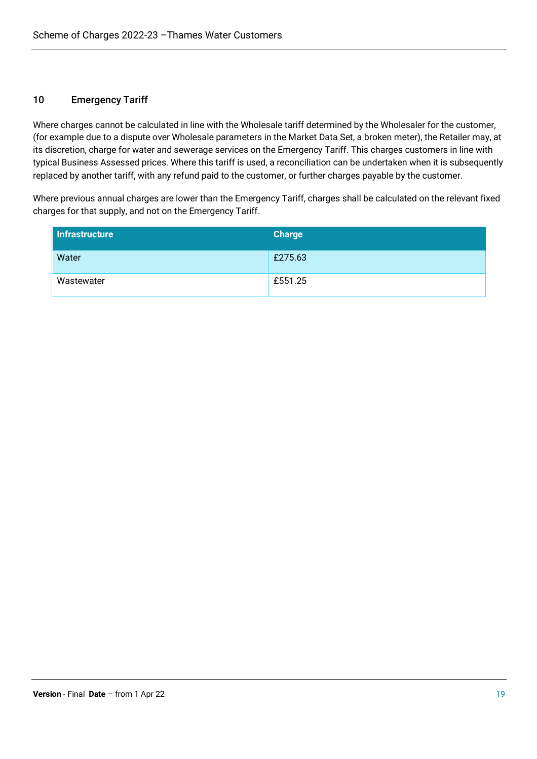## 10 Emergency Tariff

Where charges cannot be calculated in line with the Wholesale tariff determined by the Wholesaler for the customer, (for example due to a dispute over Wholesale parameters in the Market Data Set, a broken meter), the Retailer may, at its discretion, charge for water and sewerage services on the Emergency Tariff. This charges customers in line with typical Business Assessed prices. Where this tariff is used, a reconciliation can be undertaken when it is subsequently replaced by another tariff, with any refund paid to the customer, or further charges payable by the customer.

Where previous annual charges are lower than the Emergency Tariff, charges shall be calculated on the relevant fixed charges for that supply, and not on the Emergency Tariff.

| Infrastructure | Charge |
| --- | --- |
| Water | £275.63 |
| Wastewater | £551.25 |